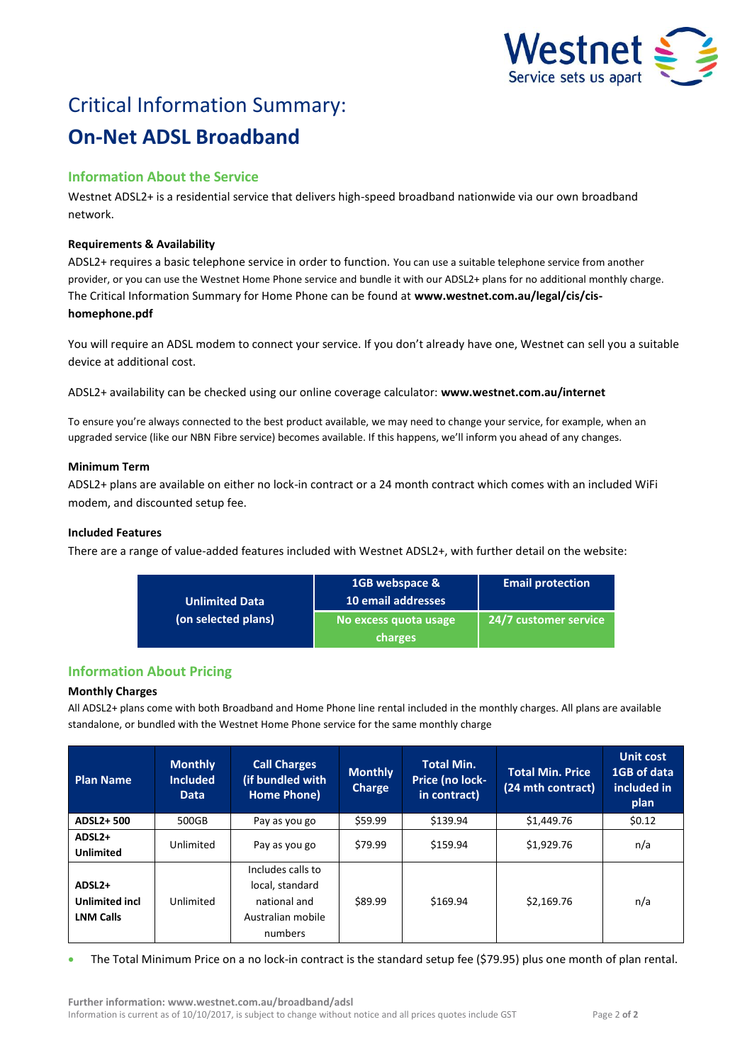# Critical Information Summary:

# On-Net ADSL Broadband

## Information About the Service

Westnet ADSL2+ is a residential service that delivers high-speed broadband nationwide via our own broadband network.

### Requirements & Availability

ADSL2+ requires a basic telephone service in order to function. You can use a suitable telephone service from another provider, or you can use the Westnet Home Phone service and bundle it with our ADSL2+ plans for no additional monthly charge. The Critical Information Summary for Home Phone can be found at **www.westnet.com.au/legal/cis/cis-homephone.pdf**

You will require an ADSL modem to connect your service. If you don't already have one, Westnet can sell you a suitable device at additional cost.

ADSL2+ availability can be checked using our online coverage calculator: **www.westnet.com.au/internet**

To ensure you're always connected to the best product available, we may need to change your service, for example, when an upgraded service (like our NBN Fibre service) becomes available. If this happens, we'll inform you ahead of any changes.

### Minimum Term

ADSL2+ plans are available on either no lock-in contract or a 24 month contract which comes with an included WiFi modem, and discounted setup fee.

### Included Features

There are a range of value-added features included with Westnet ADSL2+, with further detail on the website:

| Unlimited Data (on selected plans) | 1GB webspace & 10 email addresses | Email protection |
|---|---|---|
| | No excess quota usage charges | 24/7 customer service |

## Information About Pricing

### Monthly Charges

All ADSL2+ plans come with both Broadband and Home Phone line rental included in the monthly charges. All plans are available standalone, or bundled with the Westnet Home Phone service for the same monthly charge

| Plan Name | Monthly Included Data | Call Charges (if bundled with Home Phone) | Monthly Charge | Total Min. Price (no lock-in contract) | Total Min. Price (24 mth contract) | Unit cost 1GB of data included in plan |
|---|---|---|---|---|---|---|
| **ADSL2+ 500** | 500GB | Pay as you go | $59.99 | $139.94 | $1,449.76 | $0.12 |
| **ADSL2+ Unlimited** | Unlimited | Pay as you go | $79.99 | $159.94 | $1,929.76 | n/a |
| **ADSL2+ Unlimited incl LNM Calls** | Unlimited | Includes calls to local, standard national and Australian mobile numbers | $89.99 | $169.94 | $2,169.76 | n/a |

- The Total Minimum Price on a no lock-in contract is the standard setup fee ($79.95) plus one month of plan rental.

**Further information: www.westnet.com.au/broadband/adsl**
Information is current as of 10/10/2017, is subject to change without notice and all prices quotes include GST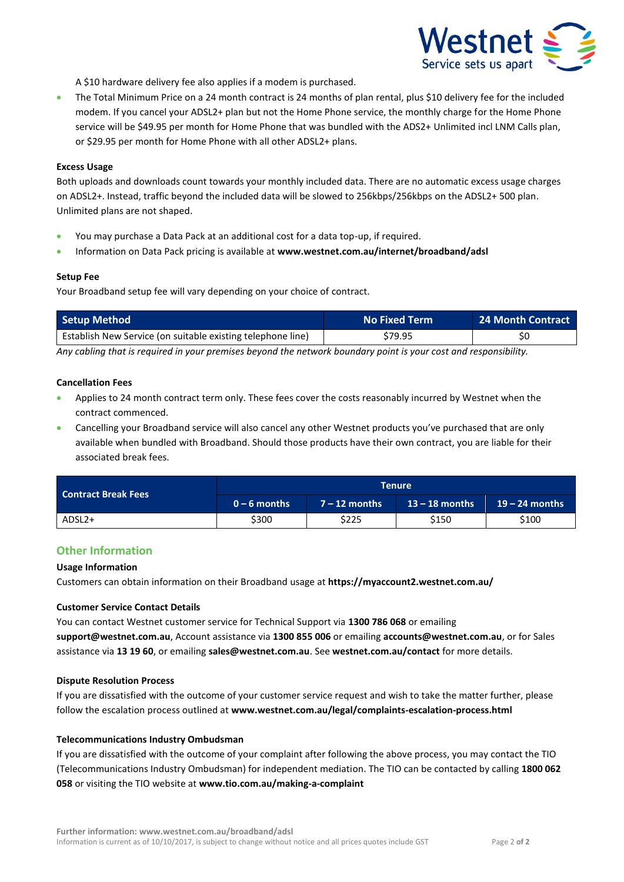A $10 hardware delivery fee also applies if a modem is purchased.

- The Total Minimum Price on a 24 month contract is 24 months of plan rental, plus $10 delivery fee for the included modem. If you cancel your ADSL2+ plan but not the Home Phone service, the monthly charge for the Home Phone service will be $49.95 per month for Home Phone that was bundled with the ADS2+ Unlimited incl LNM Calls plan, or $29.95 per month for Home Phone with all other ADSL2+ plans.

**Excess Usage**

Both uploads and downloads count towards your monthly included data. There are no automatic excess usage charges on ADSL2+. Instead, traffic beyond the included data will be slowed to 256kbps/256kbps on the ADSL2+ 500 plan. Unlimited plans are not shaped.

- You may purchase a Data Pack at an additional cost for a data top-up, if required.
- Information on Data Pack pricing is available at **www.westnet.com.au/internet/broadband/adsl**

**Setup Fee**

Your Broadband setup fee will vary depending on your choice of contract.

| Setup Method | No Fixed Term | 24 Month Contract |
|---|---|---|
| Establish New Service (on suitable existing telephone line) | $79.95 | $0 |

*Any cabling that is required in your premises beyond the network boundary point is your cost and responsibility.*

**Cancellation Fees**

- Applies to 24 month contract term only. These fees cover the costs reasonably incurred by Westnet when the contract commenced.
- Cancelling your Broadband service will also cancel any other Westnet products you've purchased that are only available when bundled with Broadband. Should those products have their own contract, you are liable for their associated break fees.

| Contract Break Fees | Tenure | | | |
|---|---|---|---|---|
| | 0 – 6 months | 7 – 12 months | 13 – 18 months | 19 – 24 months |
| ADSL2+ | $300 | $225 | $150 | $100 |

## Other Information

**Usage Information**

Customers can obtain information on their Broadband usage at **https://myaccount2.westnet.com.au/**

**Customer Service Contact Details**

You can contact Westnet customer service for Technical Support via **1300 786 068** or emailing **support@westnet.com.au**, Account assistance via **1300 855 006** or emailing **accounts@westnet.com.au**, or for Sales assistance via **13 19 60**, or emailing **sales@westnet.com.au**. See **westnet.com.au/contact** for more details.

**Dispute Resolution Process**

If you are dissatisfied with the outcome of your customer service request and wish to take the matter further, please follow the escalation process outlined at **www.westnet.com.au/legal/complaints-escalation-process.html**

**Telecommunications Industry Ombudsman**

If you are dissatisfied with the outcome of your complaint after following the above process, you may contact the TIO (Telecommunications Industry Ombudsman) for independent mediation. The TIO can be contacted by calling **1800 062 058** or visiting the TIO website at **www.tio.com.au/making-a-complaint**

**Further information: www.westnet.com.au/broadband/adsl**
Information is current as of 10/10/2017, is subject to change without notice and all prices quotes include GST